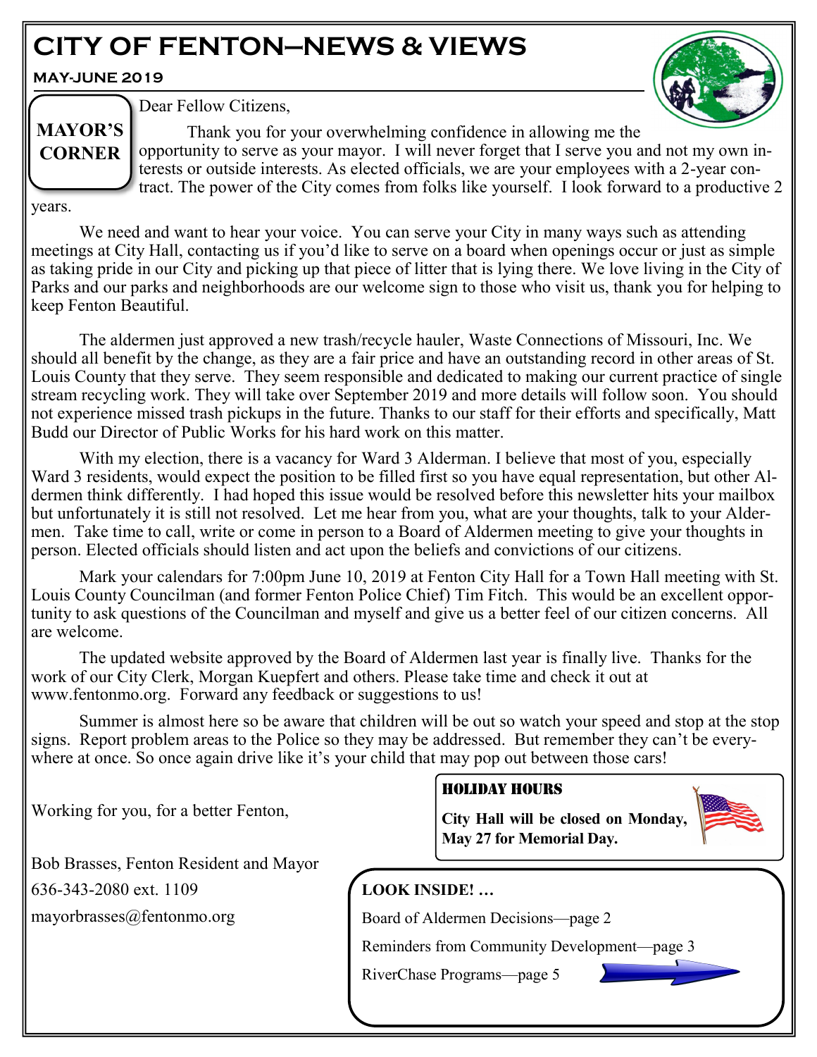# CITY OF FENTON—NEWS & VIEWS

**MAY-JUNE 2019**

## MAYOR'S CORNER

Dear Fellow Citizens,

Thank you for your overwhelming confidence in allowing me the opportunity to serve as your mayor. I will never forget that I serve you and not my own interests or outside interests. As elected officials, we are your employees with a 2-year contract. The power of the City comes from folks like yourself. I look forward to a productive 2 years.

We need and want to hear your voice. You can serve your City in many ways such as attending meetings at City Hall, contacting us if you'd like to serve on a board when openings occur or just as simple as taking pride in our City and picking up that piece of litter that is lying there. We love living in the City of Parks and our parks and neighborhoods are our welcome sign to those who visit us, thank you for helping to keep Fenton Beautiful.

The aldermen just approved a new trash/recycle hauler, Waste Connections of Missouri, Inc. We should all benefit by the change, as they are a fair price and have an outstanding record in other areas of St. Louis County that they serve. They seem responsible and dedicated to making our current practice of single stream recycling work. They will take over September 2019 and more details will follow soon. You should not experience missed trash pickups in the future. Thanks to our staff for their efforts and specifically, Matt Budd our Director of Public Works for his hard work on this matter.

With my election, there is a vacancy for Ward 3 Alderman. I believe that most of you, especially Ward 3 residents, would expect the position to be filled first so you have equal representation, but other Aldermen think differently. I had hoped this issue would be resolved before this newsletter hits your mailbox but unfortunately it is still not resolved. Let me hear from you, what are your thoughts, talk to your Aldermen. Take time to call, write or come in person to a Board of Aldermen meeting to give your thoughts in person. Elected officials should listen and act upon the beliefs and convictions of our citizens.

Mark your calendars for 7:00pm June 10, 2019 at Fenton City Hall for a Town Hall meeting with St. Louis County Councilman (and former Fenton Police Chief) Tim Fitch. This would be an excellent opportunity to ask questions of the Councilman and myself and give us a better feel of our citizen concerns. All are welcome.

The updated website approved by the Board of Aldermen last year is finally live. Thanks for the work of our City Clerk, Morgan Kuepfert and others. Please take time and check it out at www.fentonmo.org. Forward any feedback or suggestions to us!

Summer is almost here so be aware that children will be out so watch your speed and stop at the stop signs. Report problem areas to the Police so they may be addressed. But remember they can't be everywhere at once. So once again drive like it's your child that may pop out between those cars!

Working for you, for a better Fenton,

Bob Brasses, Fenton Resident and Mayor
636-343-2080 ext. 1109
mayorbrasses@fentonmo.org

### HOLIDAY HOURS

**City Hall will be closed on Monday, May 27 for Memorial Day.**

**LOOK INSIDE! …**

Board of Aldermen Decisions—page 2

Reminders from Community Development—page 3

RiverChase Programs—page 5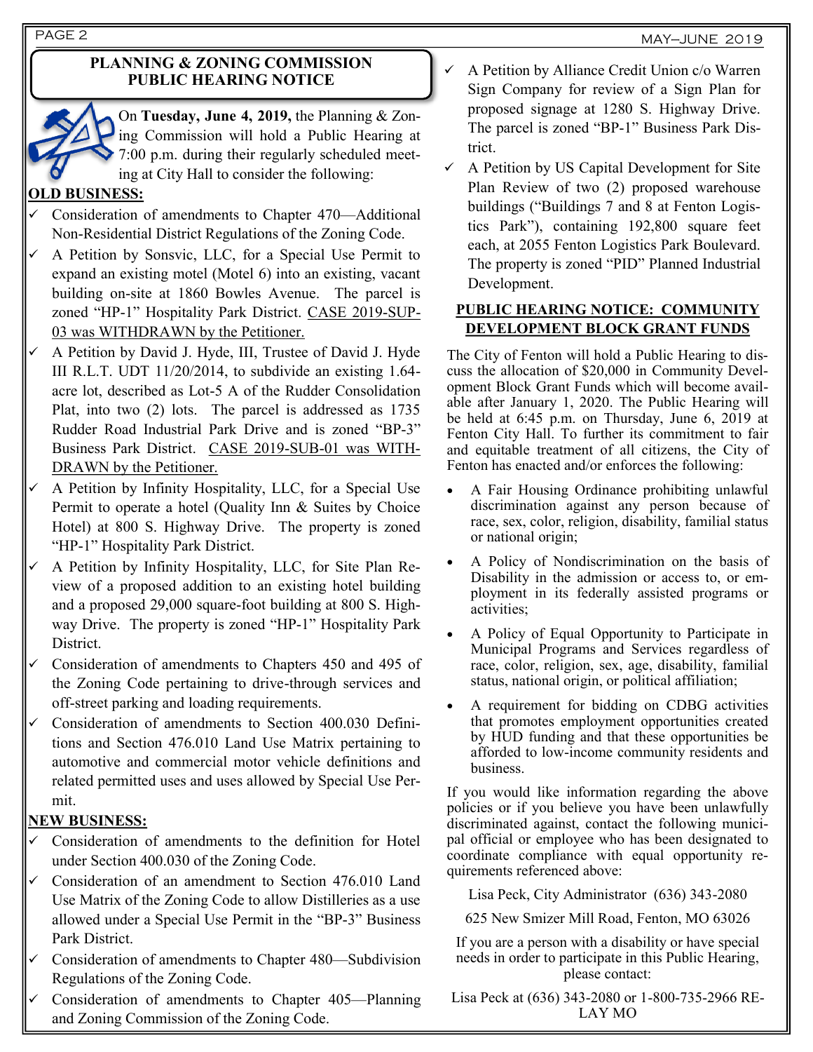## PLANNING & ZONING COMMISSION PUBLIC HEARING NOTICE

On **Tuesday, June 4, 2019,** the Planning & Zoning Commission will hold a Public Hearing at 7:00 p.m. during their regularly scheduled meeting at City Hall to consider the following:

**OLD BUSINESS:**

- ✓ Consideration of amendments to Chapter 470—Additional Non-Residential District Regulations of the Zoning Code.
- ✓ A Petition by Sonsvic, LLC, for a Special Use Permit to expand an existing motel (Motel 6) into an existing, vacant building on-site at 1860 Bowles Avenue. The parcel is zoned "HP-1" Hospitality Park District. CASE 2019-SUP-03 was WITHDRAWN by the Petitioner.
- ✓ A Petition by David J. Hyde, III, Trustee of David J. Hyde III R.L.T. UDT 11/20/2014, to subdivide an existing 1.64-acre lot, described as Lot-5 A of the Rudder Consolidation Plat, into two (2) lots. The parcel is addressed as 1735 Rudder Road Industrial Park Drive and is zoned "BP-3" Business Park District. CASE 2019-SUB-01 was WITHDRAWN by the Petitioner.
- ✓ A Petition by Infinity Hospitality, LLC, for a Special Use Permit to operate a hotel (Quality Inn & Suites by Choice Hotel) at 800 S. Highway Drive. The property is zoned "HP-1" Hospitality Park District.
- ✓ A Petition by Infinity Hospitality, LLC, for Site Plan Review of a proposed addition to an existing hotel building and a proposed 29,000 square-foot building at 800 S. Highway Drive. The property is zoned "HP-1" Hospitality Park District.
- ✓ Consideration of amendments to Chapters 450 and 495 of the Zoning Code pertaining to drive-through services and off-street parking and loading requirements.
- ✓ Consideration of amendments to Section 400.030 Definitions and Section 476.010 Land Use Matrix pertaining to automotive and commercial motor vehicle definitions and related permitted uses and uses allowed by Special Use Permit.

**NEW BUSINESS:**

- ✓ Consideration of amendments to the definition for Hotel under Section 400.030 of the Zoning Code.
- ✓ Consideration of an amendment to Section 476.010 Land Use Matrix of the Zoning Code to allow Distilleries as a use allowed under a Special Use Permit in the "BP-3" Business Park District.
- ✓ Consideration of amendments to Chapter 480—Subdivision Regulations of the Zoning Code.
- ✓ Consideration of amendments to Chapter 405—Planning and Zoning Commission of the Zoning Code.
- ✓ A Petition by Alliance Credit Union c/o Warren Sign Company for review of a Sign Plan for proposed signage at 1280 S. Highway Drive. The parcel is zoned "BP-1" Business Park District.
- ✓ A Petition by US Capital Development for Site Plan Review of two (2) proposed warehouse buildings ("Buildings 7 and 8 at Fenton Logistics Park"), containing 192,800 square feet each, at 2055 Fenton Logistics Park Boulevard. The property is zoned "PID" Planned Industrial Development.

## PUBLIC HEARING NOTICE: COMMUNITY DEVELOPMENT BLOCK GRANT FUNDS

The City of Fenton will hold a Public Hearing to discuss the allocation of $20,000 in Community Development Block Grant Funds which will become available after January 1, 2020. The Public Hearing will be held at 6:45 p.m. on Thursday, June 6, 2019 at Fenton City Hall. To further its commitment to fair and equitable treatment of all citizens, the City of Fenton has enacted and/or enforces the following:

- A Fair Housing Ordinance prohibiting unlawful discrimination against any person because of race, sex, color, religion, disability, familial status or national origin;
- A Policy of Nondiscrimination on the basis of Disability in the admission or access to, or employment in its federally assisted programs or activities;
- A Policy of Equal Opportunity to Participate in Municipal Programs and Services regardless of race, color, religion, sex, age, disability, familial status, national origin, or political affiliation;
- A requirement for bidding on CDBG activities that promotes employment opportunities created by HUD funding and that these opportunities be afforded to low-income community residents and business.

If you would like information regarding the above policies or if you believe you have been unlawfully discriminated against, contact the following municipal official or employee who has been designated to coordinate compliance with equal opportunity requirements referenced above:

Lisa Peck, City Administrator (636) 343-2080

625 New Smizer Mill Road, Fenton, MO 63026

If you are a person with a disability or have special needs in order to participate in this Public Hearing, please contact:

Lisa Peck at (636) 343-2080 or 1-800-735-2966 RELAY MO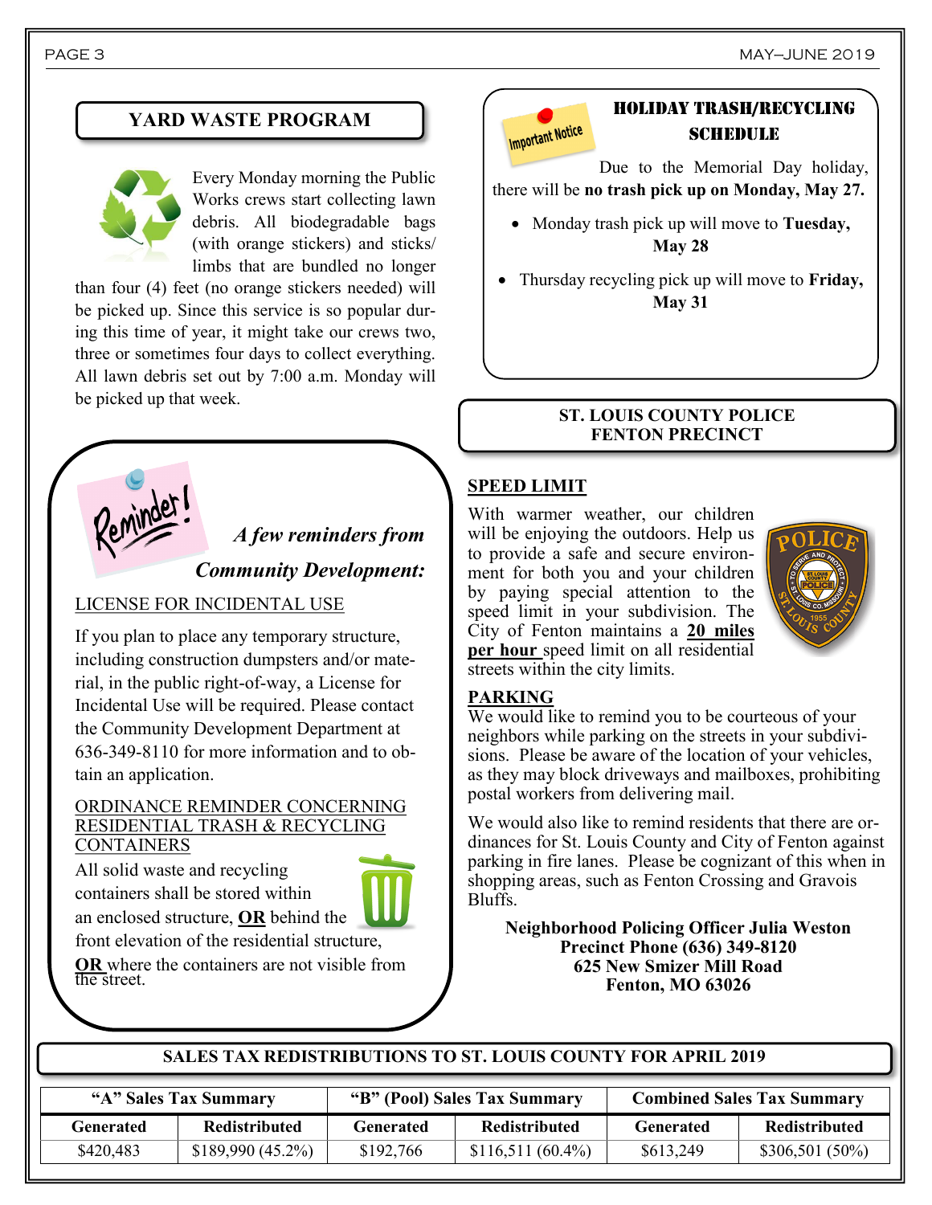## YARD WASTE PROGRAM

Every Monday morning the Public Works crews start collecting lawn debris. All biodegradable bags (with orange stickers) and sticks/limbs that are bundled no longer than four (4) feet (no orange stickers needed) will be picked up. Since this service is so popular during this time of year, it might take our crews two, three or sometimes four days to collect everything. All lawn debris set out by 7:00 a.m. Monday will be picked up that week.

Reminder!

### *A few reminders from Community Development:*

LICENSE FOR INCIDENTAL USE

If you plan to place any temporary structure, including construction dumpsters and/or material, in the public right-of-way, a License for Incidental Use will be required. Please contact the Community Development Department at 636-349-8110 for more information and to obtain an application.

ORDINANCE REMINDER CONCERNING RESIDENTIAL TRASH & RECYCLING CONTAINERS

All solid waste and recycling containers shall be stored within an enclosed structure, **OR** behind the front elevation of the residential structure, **OR** where the containers are not visible from the street.

Important Notice

## HOLIDAY TRASH/RECYCLING SCHEDULE

Due to the Memorial Day holiday, there will be **no trash pick up on Monday, May 27.**

- Monday trash pick up will move to **Tuesday, May 28**
- Thursday recycling pick up will move to **Friday, May 31**

## ST. LOUIS COUNTY POLICE FENTON PRECINCT

**SPEED LIMIT**

With warmer weather, our children will be enjoying the outdoors. Help us to provide a safe and secure environment for both you and your children by paying special attention to the speed limit in your subdivision. The City of Fenton maintains a **20 miles per hour** speed limit on all residential streets within the city limits.

**PARKING**

We would like to remind you to be courteous of your neighbors while parking on the streets in your subdivisions. Please be aware of the location of your vehicles, as they may block driveways and mailboxes, prohibiting postal workers from delivering mail.

We would also like to remind residents that there are ordinances for St. Louis County and City of Fenton against parking in fire lanes. Please be cognizant of this when in shopping areas, such as Fenton Crossing and Gravois Bluffs.

**Neighborhood Policing Officer Julia Weston**
**Precinct Phone (636) 349-8120**
**625 New Smizer Mill Road**
**Fenton, MO 63026**

## SALES TAX REDISTRIBUTIONS TO ST. LOUIS COUNTY FOR APRIL 2019

| "A" Sales Tax Summary | | "B" (Pool) Sales Tax Summary | | Combined Sales Tax Summary | |
|---|---|---|---|---|---|
| **Generated** | **Redistributed** | **Generated** | **Redistributed** | **Generated** | **Redistributed** |
| $420,483 | $189,990 (45.2%) | $192,766 | $116,511 (60.4%) | $613,249 | $306,501 (50%) |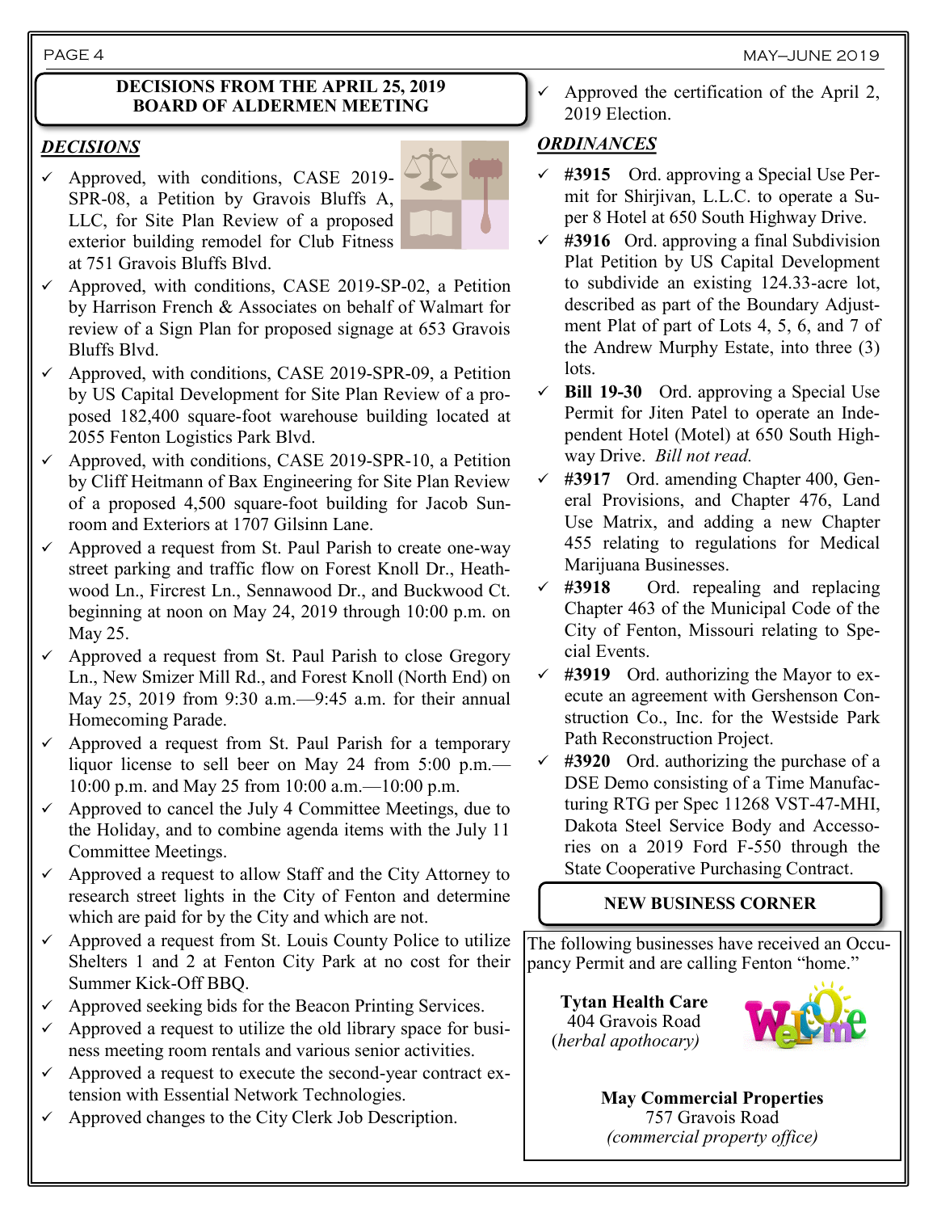## DECISIONS FROM THE APRIL 25, 2019 BOARD OF ALDERMEN MEETING

### *DECISIONS*

- ✓ Approved, with conditions, CASE 2019-SPR-08, a Petition by Gravois Bluffs A, LLC, for Site Plan Review of a proposed exterior building remodel for Club Fitness at 751 Gravois Bluffs Blvd.
- ✓ Approved, with conditions, CASE 2019-SP-02, a Petition by Harrison French & Associates on behalf of Walmart for review of a Sign Plan for proposed signage at 653 Gravois Bluffs Blvd.
- ✓ Approved, with conditions, CASE 2019-SPR-09, a Petition by US Capital Development for Site Plan Review of a proposed 182,400 square-foot warehouse building located at 2055 Fenton Logistics Park Blvd.
- ✓ Approved, with conditions, CASE 2019-SPR-10, a Petition by Cliff Heitmann of Bax Engineering for Site Plan Review of a proposed 4,500 square-foot building for Jacob Sunroom and Exteriors at 1707 Gilsinn Lane.
- ✓ Approved a request from St. Paul Parish to create one-way street parking and traffic flow on Forest Knoll Dr., Heathwood Ln., Fircrest Ln., Sennawood Dr., and Buckwood Ct. beginning at noon on May 24, 2019 through 10:00 p.m. on May 25.
- ✓ Approved a request from St. Paul Parish to close Gregory Ln., New Smizer Mill Rd., and Forest Knoll (North End) on May 25, 2019 from 9:30 a.m.—9:45 a.m. for their annual Homecoming Parade.
- ✓ Approved a request from St. Paul Parish for a temporary liquor license to sell beer on May 24 from 5:00 p.m.—10:00 p.m. and May 25 from 10:00 a.m.—10:00 p.m.
- ✓ Approved to cancel the July 4 Committee Meetings, due to the Holiday, and to combine agenda items with the July 11 Committee Meetings.
- ✓ Approved a request to allow Staff and the City Attorney to research street lights in the City of Fenton and determine which are paid for by the City and which are not.
- ✓ Approved a request from St. Louis County Police to utilize Shelters 1 and 2 at Fenton City Park at no cost for their Summer Kick-Off BBQ.
- ✓ Approved seeking bids for the Beacon Printing Services.
- ✓ Approved a request to utilize the old library space for business meeting room rentals and various senior activities.
- ✓ Approved a request to execute the second-year contract extension with Essential Network Technologies.
- ✓ Approved changes to the City Clerk Job Description.
- ✓ Approved the certification of the April 2, 2019 Election.

### *ORDINANCES*

- ✓ **#3915** Ord. approving a Special Use Permit for Shirjivan, L.L.C. to operate a Super 8 Hotel at 650 South Highway Drive.
- ✓ **#3916** Ord. approving a final Subdivision Plat Petition by US Capital Development to subdivide an existing 124.33-acre lot, described as part of the Boundary Adjustment Plat of part of Lots 4, 5, 6, and 7 of the Andrew Murphy Estate, into three (3) lots.
- ✓ **Bill 19-30** Ord. approving a Special Use Permit for Jiten Patel to operate an Independent Hotel (Motel) at 650 South Highway Drive. *Bill not read.*
- ✓ **#3917** Ord. amending Chapter 400, General Provisions, and Chapter 476, Land Use Matrix, and adding a new Chapter 455 relating to regulations for Medical Marijuana Businesses.
- ✓ **#3918** Ord. repealing and replacing Chapter 463 of the Municipal Code of the City of Fenton, Missouri relating to Special Events.
- ✓ **#3919** Ord. authorizing the Mayor to execute an agreement with Gershenson Construction Co., Inc. for the Westside Park Path Reconstruction Project.
- ✓ **#3920** Ord. authorizing the purchase of a DSE Demo consisting of a Time Manufacturing RTG per Spec 11268 VST-47-MHI, Dakota Steel Service Body and Accessories on a 2019 Ford F-550 through the State Cooperative Purchasing Contract.

## NEW BUSINESS CORNER

The following businesses have received an Occupancy Permit and are calling Fenton "home."

**Tytan Health Care**
404 Gravois Road
(*herbal apothocary)*

**May Commercial Properties**
757 Gravois Road
*(commercial property office)*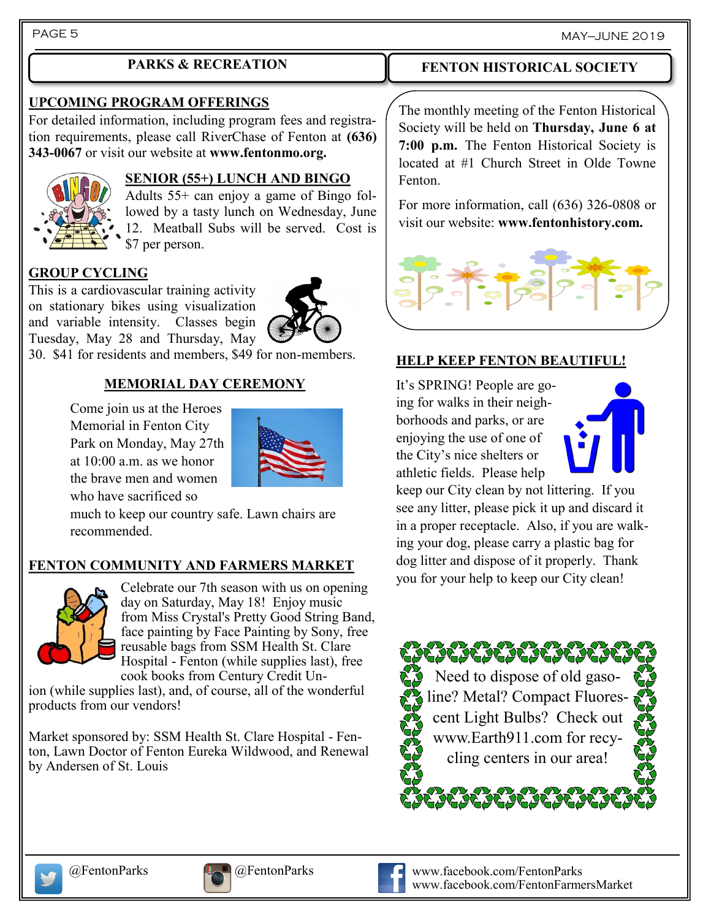## PARKS & RECREATION

### UPCOMING PROGRAM OFFERINGS

For detailed information, including program fees and registration requirements, please call RiverChase of Fenton at **(636) 343-0067** or visit our website at **www.fentonmo.org.**

### SENIOR (55+) LUNCH AND BINGO

Adults 55+ can enjoy a game of Bingo followed by a tasty lunch on Wednesday, June 12. Meatball Subs will be served. Cost is $7 per person.

### GROUP CYCLING

This is a cardiovascular training activity on stationary bikes using visualization and variable intensity. Classes begin Tuesday, May 28 and Thursday, May 30. $41 for residents and members, $49 for non-members.

### MEMORIAL DAY CEREMONY

Come join us at the Heroes Memorial in Fenton City Park on Monday, May 27th at 10:00 a.m. as we honor the brave men and women who have sacrificed so much to keep our country safe. Lawn chairs are recommended.

### FENTON COMMUNITY AND FARMERS MARKET

Celebrate our 7th season with us on opening day on Saturday, May 18! Enjoy music from Miss Crystal's Pretty Good String Band, face painting by Face Painting by Sony, free reusable bags from SSM Health St. Clare Hospital - Fenton (while supplies last), free cook books from Century Credit Union (while supplies last), and, of course, all of the wonderful products from our vendors!

Market sponsored by: SSM Health St. Clare Hospital - Fenton, Lawn Doctor of Fenton Eureka Wildwood, and Renewal by Andersen of St. Louis

## FENTON HISTORICAL SOCIETY

The monthly meeting of the Fenton Historical Society will be held on **Thursday, June 6 at 7:00 p.m.** The Fenton Historical Society is located at #1 Church Street in Olde Towne Fenton.

For more information, call (636) 326-0808 or visit our website: **www.fentonhistory.com.**

### HELP KEEP FENTON BEAUTIFUL!

It's SPRING! People are going for walks in their neighborhoods and parks, or are enjoying the use of one of the City's nice shelters or athletic fields. Please help keep our City clean by not littering. If you see any litter, please pick it up and discard it in a proper receptacle. Also, if you are walking your dog, please carry a plastic bag for dog litter and dispose of it properly. Thank you for your help to keep our City clean!

Need to dispose of old gasoline? Metal? Compact Fluorescent Light Bulbs? Check out www.Earth911.com for recycling centers in our area!

@FentonParks

@FentonParks

www.facebook.com/FentonParks
www.facebook.com/FentonFarmersMarket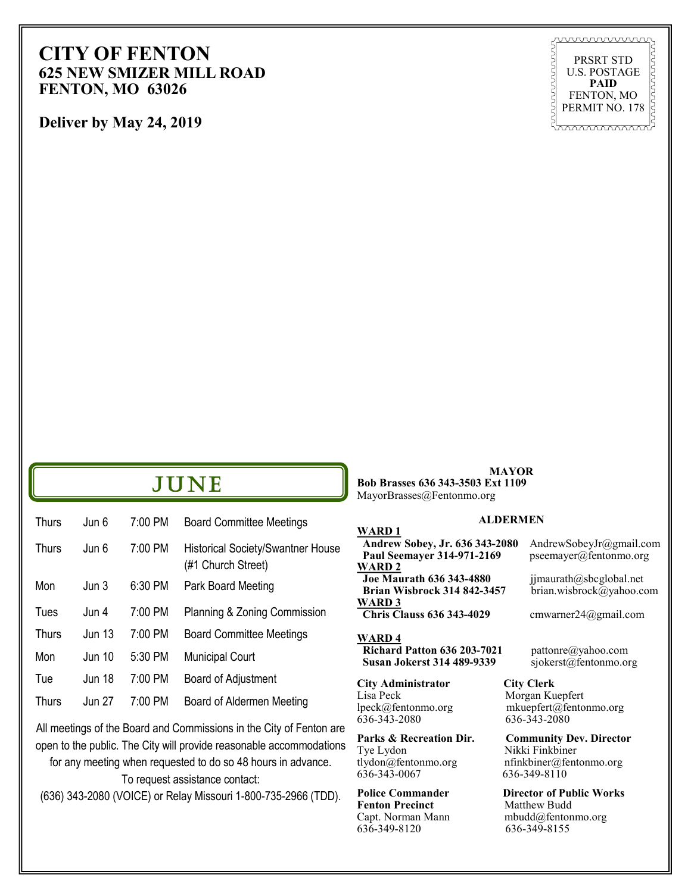# CITY OF FENTON
## 625 NEW SMIZER MILL ROAD
## FENTON, MO 63026

**Deliver by May 24, 2019**

PRSRT STD
U.S. POSTAGE
**PAID**
FENTON, MO
PERMIT NO. 178

## JUNE

| | | | |
|---|---|---|---|
| Thurs | Jun 6 | 7:00 PM | Board Committee Meetings |
| Thurs | Jun 6 | 7:00 PM | Historical Society/Swantner House (#1 Church Street) |
| Mon | Jun 3 | 6:30 PM | Park Board Meeting |
| Tues | Jun 4 | 7:00 PM | Planning & Zoning Commission |
| Thurs | Jun 13 | 7:00 PM | Board Committee Meetings |
| Mon | Jun 10 | 5:30 PM | Municipal Court |
| Tue | Jun 18 | 7:00 PM | Board of Adjustment |
| Thurs | Jun 27 | 7:00 PM | Board of Aldermen Meeting |

All meetings of the Board and Commissions in the City of Fenton are open to the public. The City will provide reasonable accommodations for any meeting when requested to do so 48 hours in advance. To request assistance contact:
(636) 343-2080 (VOICE) or Relay Missouri 1-800-735-2966 (TDD).

**MAYOR**
**Bob Brasses 636 343-3503 Ext 1109**
MayorBrasses@Fentonmo.org

**ALDERMEN**

**WARD 1**
**Andrew Sobey, Jr. 636 343-2080** AndrewSobeyJr@gmail.com
**Paul Seemayer 314-971-2169** pseemayer@fentonmo.org

**WARD 2**
**Joe Maurath 636 343-4880** jjmaurath@sbcglobal.net
**Brian Wisbrock 314 842-3457** brian.wisbrock@yahoo.com

**WARD 3**
**Chris Clauss 636 343-4029** cmwarner24@gmail.com

**WARD 4**
**Richard Patton 636 203-7021** pattonre@yahoo.com
**Susan Jokerst 314 489-9339** sjokerst@fentonmo.org

**City Administrator**
Lisa Peck
lpeck@fentonmo.org
636-343-2080

**City Clerk**
Morgan Kuepfert
mkuepfert@fentonmo.org
636-343-2080

**Parks & Recreation Dir.**
Tye Lydon
tlydon@fentonmo.org
636-343-0067

**Community Dev. Director**
Nikki Finkbiner
nfinkbiner@fentonmo.org
636-349-8110

**Police Commander**
**Fenton Precinct**
Capt. Norman Mann
636-349-8120

**Director of Public Works**
Matthew Budd
mbudd@fentonmo.org
636-349-8155